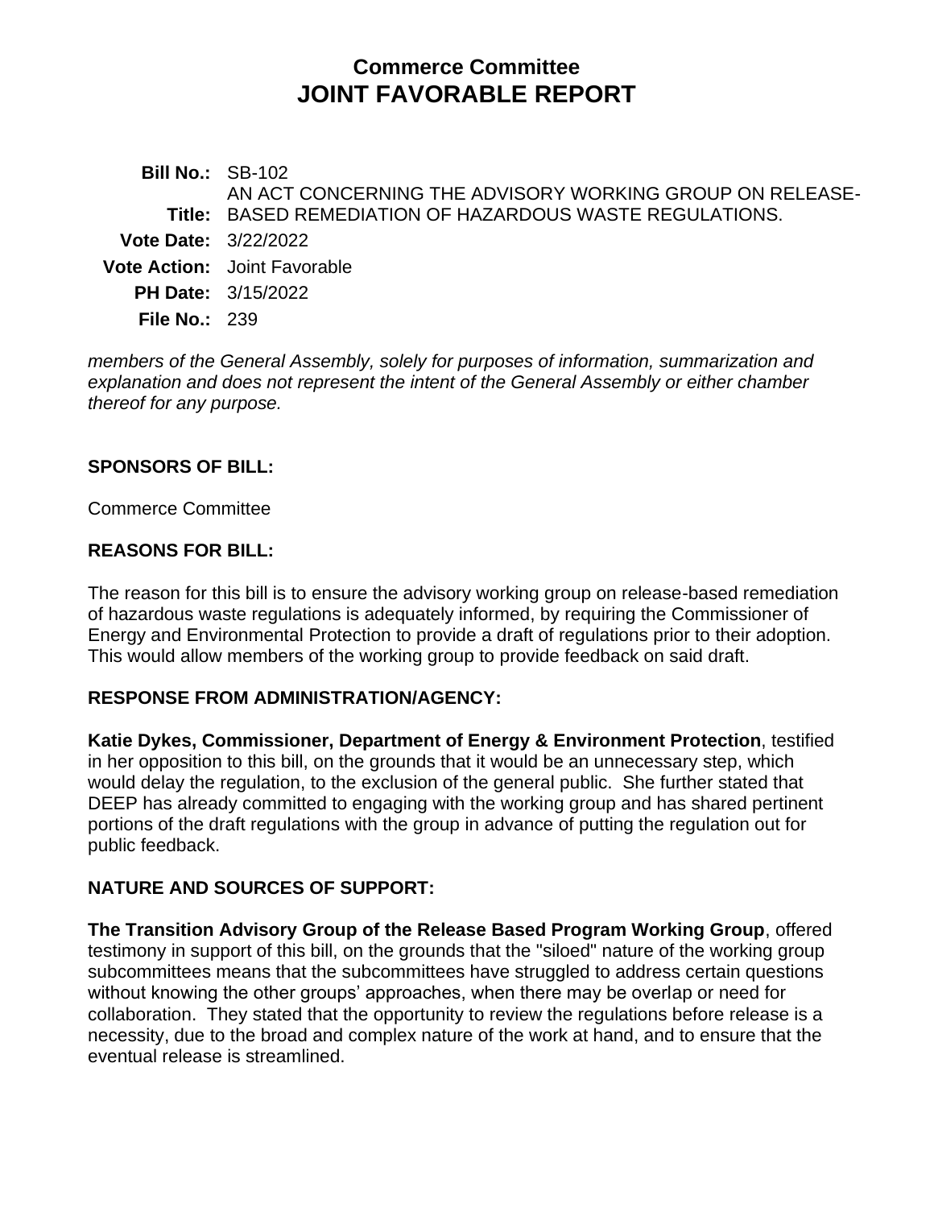# Commerce Committee
# JOINT FAVORABLE REPORT

| | |
|---|---|
| **Bill No.:** | SB-102 |
| **Title:** | AN ACT CONCERNING THE ADVISORY WORKING GROUP ON RELEASE-BASED REMEDIATION OF HAZARDOUS WASTE REGULATIONS. |
| **Vote Date:** | 3/22/2022 |
| **Vote Action:** | Joint Favorable |
| **PH Date:** | 3/15/2022 |
| **File No.:** | 239 |

*members of the General Assembly, solely for purposes of information, summarization and explanation and does not represent the intent of the General Assembly or either chamber thereof for any purpose.*

## SPONSORS OF BILL:

Commerce Committee

## REASONS FOR BILL:

The reason for this bill is to ensure the advisory working group on release-based remediation of hazardous waste regulations is adequately informed, by requiring the Commissioner of Energy and Environmental Protection to provide a draft of regulations prior to their adoption. This would allow members of the working group to provide feedback on said draft.

## RESPONSE FROM ADMINISTRATION/AGENCY:

**Katie Dykes, Commissioner, Department of Energy & Environment Protection**, testified in her opposition to this bill, on the grounds that it would be an unnecessary step, which would delay the regulation, to the exclusion of the general public. She further stated that DEEP has already committed to engaging with the working group and has shared pertinent portions of the draft regulations with the group in advance of putting the regulation out for public feedback.

## NATURE AND SOURCES OF SUPPORT:

**The Transition Advisory Group of the Release Based Program Working Group**, offered testimony in support of this bill, on the grounds that the "siloed" nature of the working group subcommittees means that the subcommittees have struggled to address certain questions without knowing the other groups' approaches, when there may be overlap or need for collaboration. They stated that the opportunity to review the regulations before release is a necessity, due to the broad and complex nature of the work at hand, and to ensure that the eventual release is streamlined.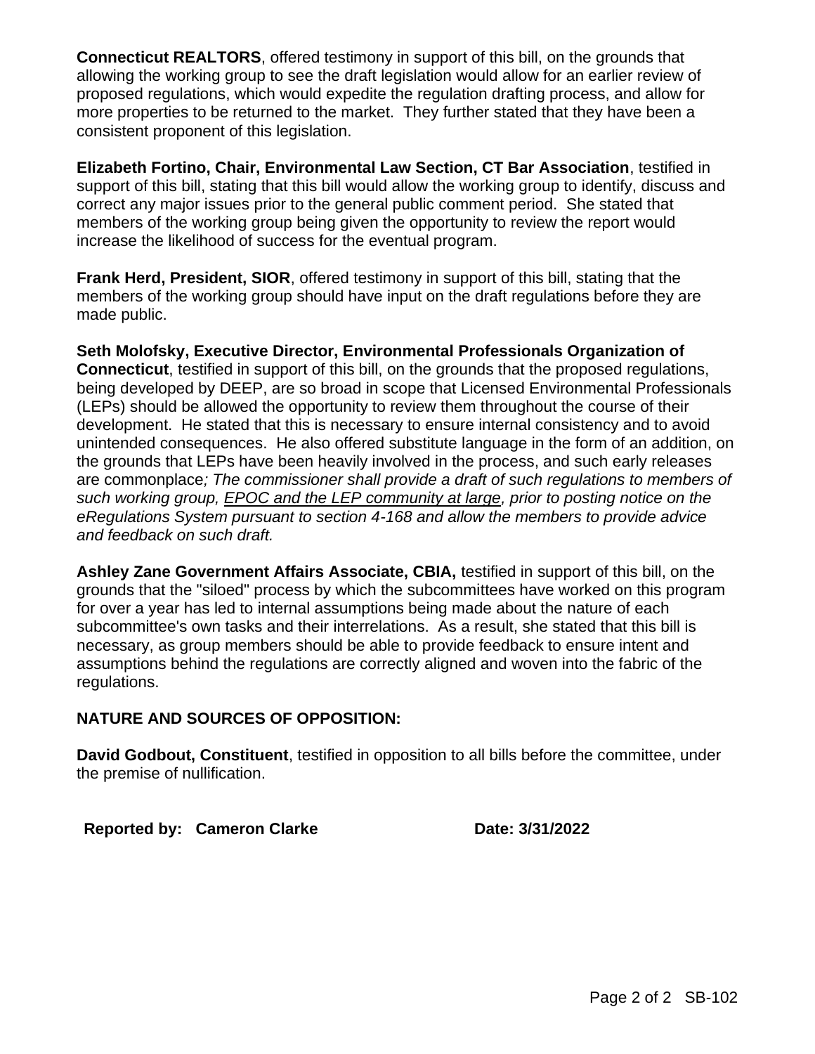**Connecticut REALTORS**, offered testimony in support of this bill, on the grounds that allowing the working group to see the draft legislation would allow for an earlier review of proposed regulations, which would expedite the regulation drafting process, and allow for more properties to be returned to the market. They further stated that they have been a consistent proponent of this legislation.

**Elizabeth Fortino, Chair, Environmental Law Section, CT Bar Association**, testified in support of this bill, stating that this bill would allow the working group to identify, discuss and correct any major issues prior to the general public comment period. She stated that members of the working group being given the opportunity to review the report would increase the likelihood of success for the eventual program.

**Frank Herd, President, SIOR**, offered testimony in support of this bill, stating that the members of the working group should have input on the draft regulations before they are made public.

**Seth Molofsky, Executive Director, Environmental Professionals Organization of Connecticut**, testified in support of this bill, on the grounds that the proposed regulations, being developed by DEEP, are so broad in scope that Licensed Environmental Professionals (LEPs) should be allowed the opportunity to review them throughout the course of their development. He stated that this is necessary to ensure internal consistency and to avoid unintended consequences. He also offered substitute language in the form of an addition, on the grounds that LEPs have been heavily involved in the process, and such early releases are commonplace*; The commissioner shall provide a draft of such regulations to members of such working group, <u>EPOC and the LEP community at large</u>, prior to posting notice on the eRegulations System pursuant to section 4-168 and allow the members to provide advice and feedback on such draft.*

**Ashley Zane Government Affairs Associate, CBIA,** testified in support of this bill, on the grounds that the "siloed" process by which the subcommittees have worked on this program for over a year has led to internal assumptions being made about the nature of each subcommittee's own tasks and their interrelations. As a result, she stated that this bill is necessary, as group members should be able to provide feedback to ensure intent and assumptions behind the regulations are correctly aligned and woven into the fabric of the regulations.

**NATURE AND SOURCES OF OPPOSITION:**

**David Godbout, Constituent**, testified in opposition to all bills before the committee, under the premise of nullification.

**Reported by: Cameron Clarke** **Date: 3/31/2022**